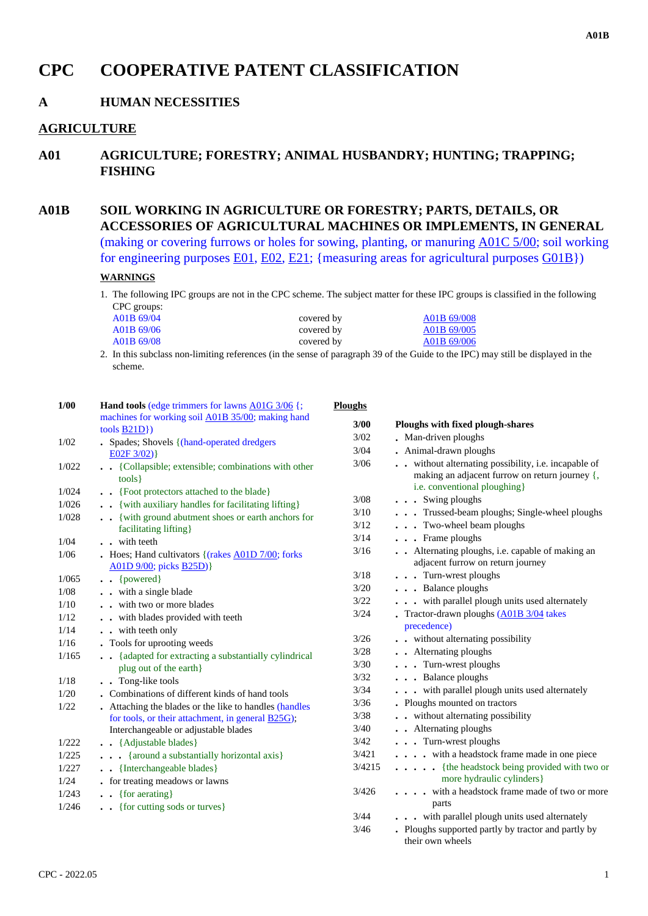# CPC COOPERATIVE PATENT CLASSIFICATION

## A HUMAN NECESSITIES

## AGRICULTURE

## A01 AGRICULTURE; FORESTRY; ANIMAL HUSBANDRY; HUNTING; TRAPPING; FISHING

## A01B SOIL WORKING IN AGRICULTURE OR FORESTRY; PARTS, DETAILS, OR ACCESSORIES OF AGRICULTURAL MACHINES OR IMPLEMENTS, IN GENERAL

(making or covering furrows or holes for sowing, planting, or manuring A01C 5/00; soil working for engineering purposes E01, E02, E21; {measuring areas for agricultural purposes G01B})

**WARNINGS**

1. The following IPC groups are not in the CPC scheme. The subject matter for these IPC groups is classified in the following CPC groups:

| | | |
|---|---|---|
| A01B 69/04 | covered by | A01B 69/008 |
| A01B 69/06 | covered by | A01B 69/005 |
| A01B 69/08 | covered by | A01B 69/006 |

2. In this subclass non-limiting references (in the sense of paragraph 39 of the Guide to the IPC) may still be displayed in the scheme.

| | |
|---|---|
| **1/00** | **Hand tools** (edge trimmers for lawns A01G 3/06 {; machines for working soil A01B 35/00; making hand tools B21D}) |
| 1/02 | . Spades; Shovels {(hand-operated dredgers E02F 3/02)} |
| 1/022 | . . {Collapsible; extensible; combinations with other tools} |
| 1/024 | . . {Foot protectors attached to the blade} |
| 1/026 | . . {with auxiliary handles for facilitating lifting} |
| 1/028 | . . {with ground abutment shoes or earth anchors for facilitating lifting} |
| 1/04 | . . with teeth |
| 1/06 | . Hoes; Hand cultivators {(rakes A01D 7/00; forks A01D 9/00; picks B25D)} |
| 1/065 | . . {powered} |
| 1/08 | . . with a single blade |
| 1/10 | . . with two or more blades |
| 1/12 | . . with blades provided with teeth |
| 1/14 | . . with teeth only |
| 1/16 | . Tools for uprooting weeds |
| 1/165 | . . {adapted for extracting a substantially cylindrical plug out of the earth} |
| 1/18 | . . Tong-like tools |
| 1/20 | . Combinations of different kinds of hand tools |
| 1/22 | . Attaching the blades or the like to handles (handles for tools, or their attachment, in general B25G); Interchangeable or adjustable blades |
| 1/222 | . . {Adjustable blades} |
| 1/225 | . . . {around a substantially horizontal axis} |
| 1/227 | . . {Interchangeable blades} |
| 1/24 | . for treating meadows or lawns |
| 1/243 | . . {for aerating} |
| 1/246 | . . {for cutting sods or turves} |

**Ploughs**

| | |
|---|---|
| **3/00** | **Ploughs with fixed plough-shares** |
| 3/02 | . Man-driven ploughs |
| 3/04 | . Animal-drawn ploughs |
| 3/06 | . . without alternating possibility, i.e. incapable of making an adjacent furrow on return journey {, i.e. conventional ploughing} |
| 3/08 | . . . Swing ploughs |
| 3/10 | . . . Trussed-beam ploughs; Single-wheel ploughs |
| 3/12 | . . . Two-wheel beam ploughs |
| 3/14 | . . . Frame ploughs |
| 3/16 | . . Alternating ploughs, i.e. capable of making an adjacent furrow on return journey |
| 3/18 | . . . Turn-wrest ploughs |
| 3/20 | . . . Balance ploughs |
| 3/22 | . . . with parallel plough units used alternately |
| 3/24 | . Tractor-drawn ploughs (A01B 3/04 takes precedence) |
| 3/26 | . . without alternating possibility |
| 3/28 | . . Alternating ploughs |
| 3/30 | . . . Turn-wrest ploughs |
| 3/32 | . . . Balance ploughs |
| 3/34 | . . . with parallel plough units used alternately |
| 3/36 | . Ploughs mounted on tractors |
| 3/38 | . . without alternating possibility |
| 3/40 | . . Alternating ploughs |
| 3/42 | . . . Turn-wrest ploughs |
| 3/421 | . . . . with a headstock frame made in one piece |
| 3/4215 | . . . . . {the headstock being provided with two or more hydraulic cylinders} |
| 3/426 | . . . . with a headstock frame made of two or more parts |
| 3/44 | . . . with parallel plough units used alternately |
| 3/46 | . Ploughs supported partly by tractor and partly by their own wheels |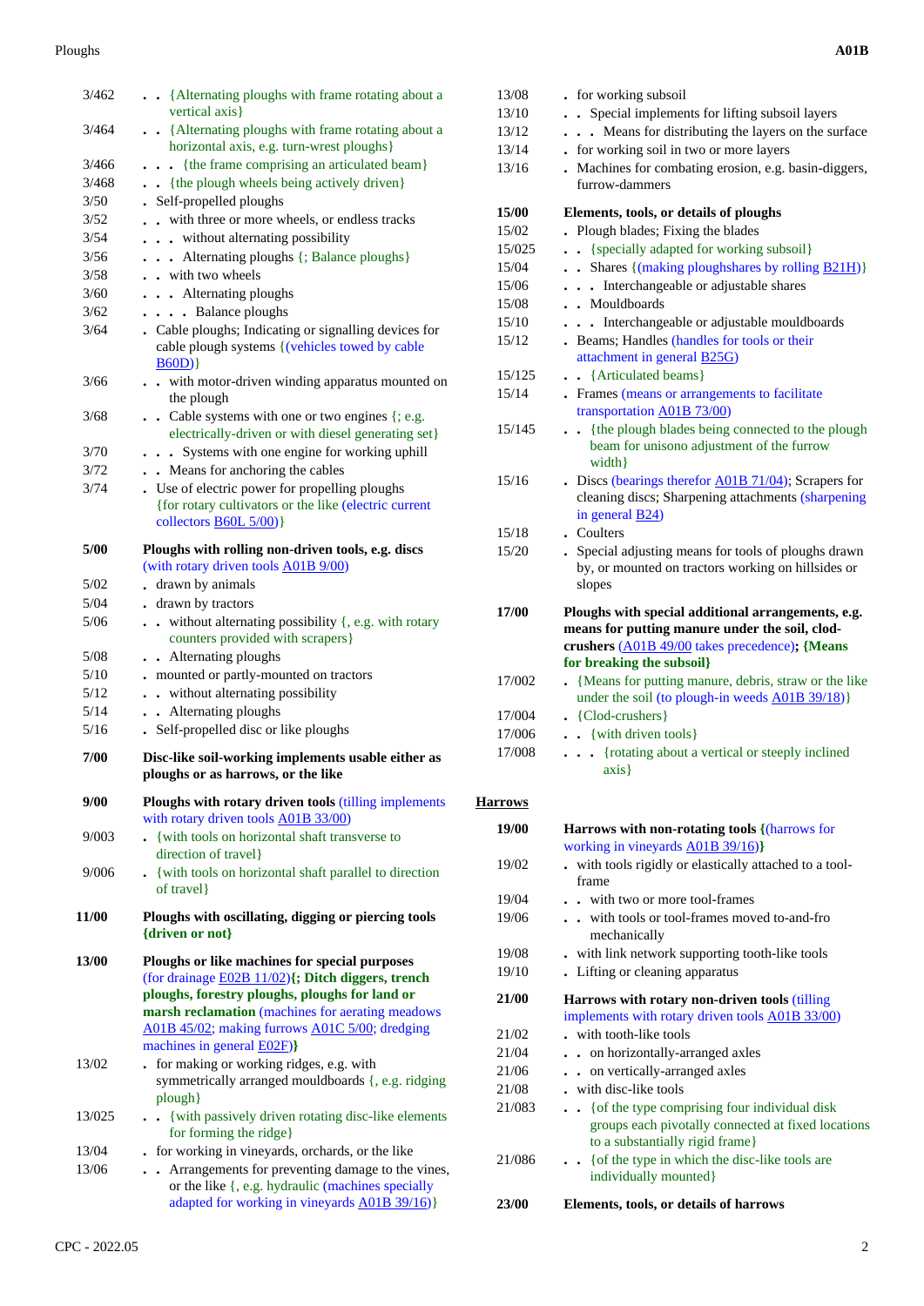| | |
|---|---|
| 3/462 | . . {Alternating ploughs with frame rotating about a vertical axis} |
| 3/464 | . . {Alternating ploughs with frame rotating about a horizontal axis, e.g. turn-wrest ploughs} |
| 3/466 | . . . {the frame comprising an articulated beam} |
| 3/468 | . . {the plough wheels being actively driven} |
| 3/50 | . Self-propelled ploughs |
| 3/52 | . . with three or more wheels, or endless tracks |
| 3/54 | . . . without alternating possibility |
| 3/56 | . . . Alternating ploughs {; Balance ploughs} |
| 3/58 | . . with two wheels |
| 3/60 | . . . Alternating ploughs |
| 3/62 | . . . . Balance ploughs |
| 3/64 | . Cable ploughs; Indicating or signalling devices for cable plough systems {(vehicles towed by cable B60D)} |
| 3/66 | . . with motor-driven winding apparatus mounted on the plough |
| 3/68 | . . Cable systems with one or two engines {; e.g. electrically-driven or with diesel generating set} |
| 3/70 | . . . Systems with one engine for working uphill |
| 3/72 | . . Means for anchoring the cables |
| 3/74 | . Use of electric power for propelling ploughs {for rotary cultivators or the like (electric current collectors B60L 5/00)} |
| **5/00** | **Ploughs with rolling non-driven tools, e.g. discs** (with rotary driven tools A01B 9/00) |
| 5/02 | . drawn by animals |
| 5/04 | . drawn by tractors |
| 5/06 | . . without alternating possibility {, e.g. with rotary counters provided with scrapers} |
| 5/08 | . . Alternating ploughs |
| 5/10 | . mounted or partly-mounted on tractors |
| 5/12 | . . without alternating possibility |
| 5/14 | . . Alternating ploughs |
| 5/16 | . Self-propelled disc or like ploughs |
| **7/00** | **Disc-like soil-working implements usable either as ploughs or as harrows, or the like** |
| **9/00** | **Ploughs with rotary driven tools** (tilling implements with rotary driven tools A01B 33/00) |
| 9/003 | . {with tools on horizontal shaft transverse to direction of travel} |
| 9/006 | . {with tools on horizontal shaft parallel to direction of travel} |
| **11/00** | **Ploughs with oscillating, digging or piercing tools {driven or not}** |
| **13/00** | **Ploughs or like machines for special purposes** (for drainage E02B 11/02)**{; Ditch diggers, trench ploughs, forestry ploughs, ploughs for land or marsh reclamation** (machines for aerating meadows A01B 45/02; making furrows A01C 5/00; dredging machines in general E02F)**}** |
| 13/02 | . for making or working ridges, e.g. with symmetrically arranged mouldboards {, e.g. ridging plough} |
| 13/025 | . . {with passively driven rotating disc-like elements for forming the ridge} |
| 13/04 | . for working in vineyards, orchards, or the like |
| 13/06 | . . Arrangements for preventing damage to the vines, or the like {, e.g. hydraulic (machines specially adapted for working in vineyards A01B 39/16)} |
| 13/08 | . for working subsoil |
| 13/10 | . . Special implements for lifting subsoil layers |
| 13/12 | . . . Means for distributing the layers on the surface |
| 13/14 | . for working soil in two or more layers |
| 13/16 | . Machines for combating erosion, e.g. basin-diggers, furrow-dammers |
| **15/00** | **Elements, tools, or details of ploughs** |
| 15/02 | . Plough blades; Fixing the blades |
| 15/025 | . . {specially adapted for working subsoil} |
| 15/04 | . . Shares {(making ploughshares by rolling B21H)} |
| 15/06 | . . . Interchangeable or adjustable shares |
| 15/08 | . . Mouldboards |
| 15/10 | . . . Interchangeable or adjustable mouldboards |
| 15/12 | . Beams; Handles (handles for tools or their attachment in general B25G) |
| 15/125 | . . {Articulated beams} |
| 15/14 | . Frames (means or arrangements to facilitate transportation A01B 73/00) |
| 15/145 | . . {the plough blades being connected to the plough beam for unisono adjustment of the furrow width} |
| 15/16 | . Discs (bearings therefor A01B 71/04); Scrapers for cleaning discs; Sharpening attachments (sharpening in general B24) |
| 15/18 | . Coulters |
| 15/20 | . Special adjusting means for tools of ploughs drawn by, or mounted on tractors working on hillsides or slopes |
| **17/00** | **Ploughs with special additional arrangements, e.g. means for putting manure under the soil, clod-crushers** (A01B 49/00 takes precedence)**; {Means for breaking the subsoil}** |
| 17/002 | . {Means for putting manure, debris, straw or the like under the soil (to plough-in weeds A01B 39/18)} |
| 17/004 | . {Clod-crushers} |
| 17/006 | . . {with driven tools} |
| 17/008 | . . . {rotating about a vertical or steeply inclined axis} |

## Harrows

| | |
|---|---|
| **19/00** | **Harrows with non-rotating tools {**(harrows for working in vineyards A01B 39/16)**}** |
| 19/02 | . with tools rigidly or elastically attached to a tool-frame |
| 19/04 | . . with two or more tool-frames |
| 19/06 | . . with tools or tool-frames moved to-and-fro mechanically |
| 19/08 | . with link network supporting tooth-like tools |
| 19/10 | . Lifting or cleaning apparatus |
| **21/00** | **Harrows with rotary non-driven tools** (tilling implements with rotary driven tools A01B 33/00) |
| 21/02 | . with tooth-like tools |
| 21/04 | . . on horizontally-arranged axles |
| 21/06 | . . on vertically-arranged axles |
| 21/08 | . with disc-like tools |
| 21/083 | . . {of the type comprising four individual disk groups each pivotally connected at fixed locations to a substantially rigid frame} |
| 21/086 | . . {of the type in which the disc-like tools are individually mounted} |
| **23/00** | **Elements, tools, or details of harrows** |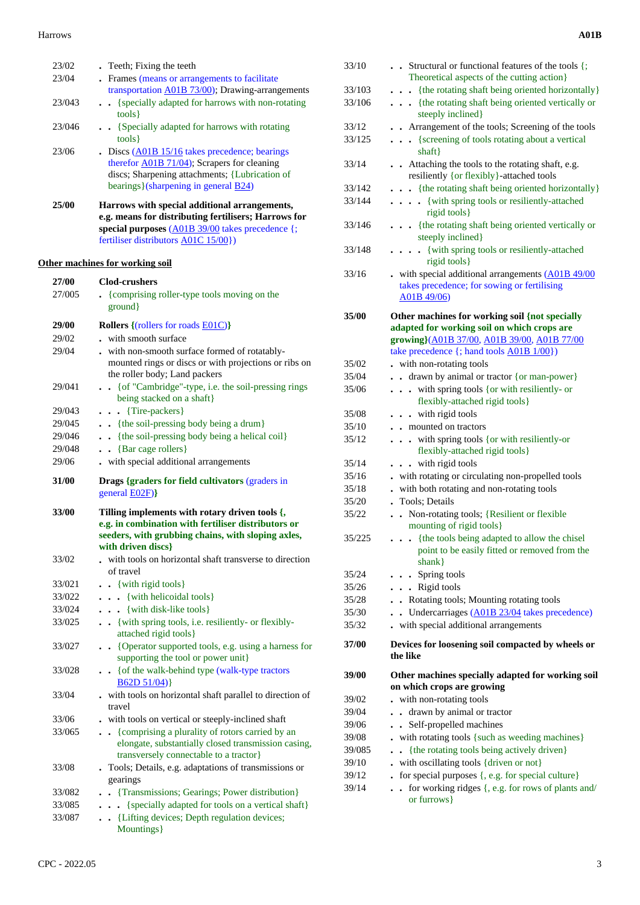| | |
|---|---|
| 23/02 | . Teeth; Fixing the teeth |
| 23/04 | . Frames (means or arrangements to facilitate transportation A01B 73/00); Drawing-arrangements |
| 23/043 | . . {specially adapted for harrows with non-rotating tools} |
| 23/046 | . . {Specially adapted for harrows with rotating tools} |
| 23/06 | . Discs (A01B 15/16 takes precedence; bearings therefor A01B 71/04); Scrapers for cleaning discs; Sharpening attachments; {Lubrication of bearings}(sharpening in general B24) |
| **25/00** | **Harrows with special additional arrangements, e.g. means for distributing fertilisers; Harrows for special purposes** (A01B 39/00 takes precedence {; fertiliser distributors A01C 15/00}) |

**Other machines for working soil**

| | |
|---|---|
| **27/00** | **Clod-crushers** |
| 27/005 | . {comprising roller-type tools moving on the ground} |
| **29/00** | **Rollers {**(rollers for roads E01C)**}** |
| 29/02 | . with smooth surface |
| 29/04 | . with non-smooth surface formed of rotatably-mounted rings or discs or with projections or ribs on the roller body; Land packers |
| 29/041 | . . {of "Cambridge"-type, i.e. the soil-pressing rings being stacked on a shaft} |
| 29/043 | . . . {Tire-packers} |
| 29/045 | . . {the soil-pressing body being a drum} |
| 29/046 | . . {the soil-pressing body being a helical coil} |
| 29/048 | . . {Bar cage rollers} |
| 29/06 | . with special additional arrangements |
| **31/00** | **Drags {graders for field cultivators** (graders in general E02F)**}** |
| **33/00** | **Tilling implements with rotary driven tools {, e.g. in combination with fertiliser distributors or seeders, with grubbing chains, with sloping axles, with driven discs}** |
| 33/02 | . with tools on horizontal shaft transverse to direction of travel |
| 33/021 | . . {with rigid tools} |
| 33/022 | . . . {with helicoidal tools} |
| 33/024 | . . . {with disk-like tools} |
| 33/025 | . . {with spring tools, i.e. resiliently- or flexibly-attached rigid tools} |
| 33/027 | . . {Operator supported tools, e.g. using a harness for supporting the tool or power unit} |
| 33/028 | . . {of the walk-behind type (walk-type tractors B62D 51/04)} |
| 33/04 | . with tools on horizontal shaft parallel to direction of travel |
| 33/06 | . with tools on vertical or steeply-inclined shaft |
| 33/065 | . . {comprising a plurality of rotors carried by an elongate, substantially closed transmission casing, transversely connectable to a tractor} |
| 33/08 | . Tools; Details, e.g. adaptations of transmissions or gearings |
| 33/082 | . . {Transmissions; Gearings; Power distribution} |
| 33/085 | . . . {specially adapted for tools on a vertical shaft} |
| 33/087 | . . {Lifting devices; Depth regulation devices; Mountings} |
| 33/10 | . . Structural or functional features of the tools {; Theoretical aspects of the cutting action} |
| 33/103 | . . . {the rotating shaft being oriented horizontally} |
| 33/106 | . . . {the rotating shaft being oriented vertically or steeply inclined} |
| 33/12 | . . Arrangement of the tools; Screening of the tools |
| 33/125 | . . . {screening of tools rotating about a vertical shaft} |
| 33/14 | . . Attaching the tools to the rotating shaft, e.g. resiliently {or flexibly}-attached tools |
| 33/142 | . . . {the rotating shaft being oriented horizontally} |
| 33/144 | . . . . {with spring tools or resiliently-attached rigid tools} |
| 33/146 | . . . {the rotating shaft being oriented vertically or steeply inclined} |
| 33/148 | . . . . {with spring tools or resiliently-attached rigid tools} |
| 33/16 | . with special additional arrangements (A01B 49/00 takes precedence; for sowing or fertilising A01B 49/06) |
| **35/00** | **Other machines for working soil {not specially adapted for working soil on which crops are growing}**(A01B 37/00, A01B 39/00, A01B 77/00 take precedence {; hand tools A01B 1/00}) |
| 35/02 | . with non-rotating tools |
| 35/04 | . . drawn by animal or tractor {or man-power} |
| 35/06 | . . . with spring tools {or with resiliently- or flexibly-attached rigid tools} |
| 35/08 | . . . with rigid tools |
| 35/10 | . . mounted on tractors |
| 35/12 | . . . with spring tools {or with resiliently-or flexibly-attached rigid tools} |
| 35/14 | . . . with rigid tools |
| 35/16 | . with rotating or circulating non-propelled tools |
| 35/18 | . with both rotating and non-rotating tools |
| 35/20 | . Tools; Details |
| 35/22 | . . Non-rotating tools; {Resilient or flexible mounting of rigid tools} |
| 35/225 | . . . {the tools being adapted to allow the chisel point to be easily fitted or removed from the shank} |
| 35/24 | . . . Spring tools |
| 35/26 | . . . Rigid tools |
| 35/28 | . . Rotating tools; Mounting rotating tools |
| 35/30 | . . Undercarriages (A01B 23/04 takes precedence) |
| 35/32 | . with special additional arrangements |
| **37/00** | **Devices for loosening soil compacted by wheels or the like** |
| **39/00** | **Other machines specially adapted for working soil on which crops are growing** |
| 39/02 | . with non-rotating tools |
| 39/04 | . . drawn by animal or tractor |
| 39/06 | . . Self-propelled machines |
| 39/08 | . with rotating tools {such as weeding machines} |
| 39/085 | . . {the rotating tools being actively driven} |
| 39/10 | . with oscillating tools {driven or not} |
| 39/12 | . for special purposes {, e.g. for special culture} |
| 39/14 | . . for working ridges {, e.g. for rows of plants and/or furrows} |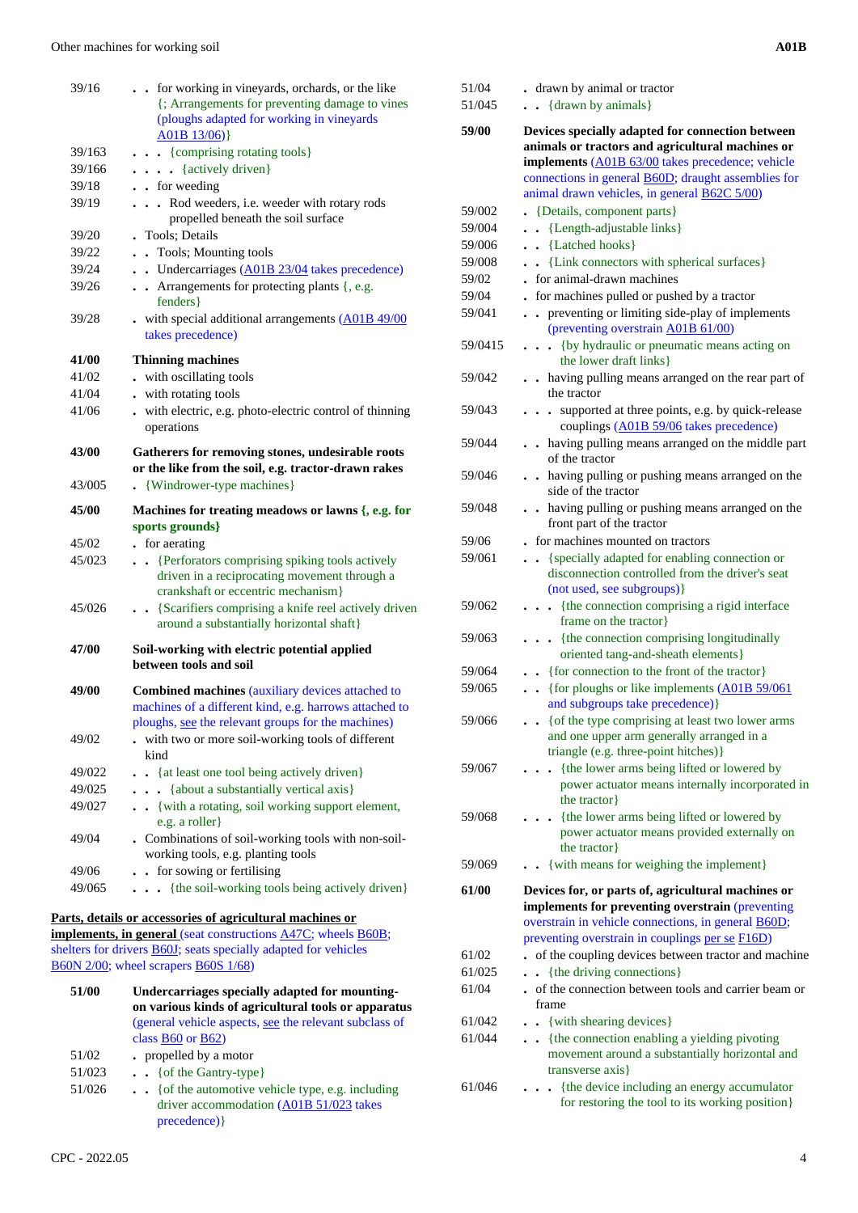| | |
|---|---|
| 39/16 | . . for working in vineyards, orchards, or the like {; Arrangements for preventing damage to vines (ploughs adapted for working in vineyards A01B 13/06)} |
| 39/163 | . . . {comprising rotating tools} |
| 39/166 | . . . . {actively driven} |
| 39/18 | . . for weeding |
| 39/19 | . . . Rod weeders, i.e. weeder with rotary rods propelled beneath the soil surface |
| 39/20 | . Tools; Details |
| 39/22 | . . Tools; Mounting tools |
| 39/24 | . . Undercarriages (A01B 23/04 takes precedence) |
| 39/26 | . . Arrangements for protecting plants {, e.g. fenders} |
| 39/28 | . with special additional arrangements (A01B 49/00 takes precedence) |
| **41/00** | **Thinning machines** |
| 41/02 | . with oscillating tools |
| 41/04 | . with rotating tools |
| 41/06 | . with electric, e.g. photo-electric control of thinning operations |
| **43/00** | **Gatherers for removing stones, undesirable roots or the like from the soil, e.g. tractor-drawn rakes** |
| 43/005 | . {Windrower-type machines} |
| **45/00** | **Machines for treating meadows or lawns {, e.g. for sports grounds}** |
| 45/02 | . for aerating |
| 45/023 | . . {Perforators comprising spiking tools actively driven in a reciprocating movement through a crankshaft or eccentric mechanism} |
| 45/026 | . . {Scarifiers comprising a knife reel actively driven around a substantially horizontal shaft} |
| **47/00** | **Soil-working with electric potential applied between tools and soil** |
| **49/00** | **Combined machines** (auxiliary devices attached to machines of a different kind, e.g. harrows attached to ploughs, see the relevant groups for the machines) |
| 49/02 | . with two or more soil-working tools of different kind |
| 49/022 | . . {at least one tool being actively driven} |
| 49/025 | . . . {about a substantially vertical axis} |
| 49/027 | . . {with a rotating, soil working support element, e.g. a roller} |
| 49/04 | . Combinations of soil-working tools with non-soil-working tools, e.g. planting tools |
| 49/06 | . . for sowing or fertilising |
| 49/065 | . . . {the soil-working tools being actively driven} |

**Parts, details or accessories of agricultural machines or implements, in general** (seat constructions A47C; wheels B60B; shelters for drivers B60J; seats specially adapted for vehicles B60N 2/00; wheel scrapers B60S 1/68)

| | |
|---|---|
| **51/00** | **Undercarriages specially adapted for mounting-on various kinds of agricultural tools or apparatus** (general vehicle aspects, see the relevant subclass of class B60 or B62) |
| 51/02 | . propelled by a motor |
| 51/023 | . . {of the Gantry-type} |
| 51/026 | . . {of the automotive vehicle type, e.g. including driver accommodation (A01B 51/023 takes precedence)} |
| 51/04 | . drawn by animal or tractor |
| 51/045 | . . {drawn by animals} |
| **59/00** | **Devices specially adapted for connection between animals or tractors and agricultural machines or implements** (A01B 63/00 takes precedence; vehicle connections in general B60D; draught assemblies for animal drawn vehicles, in general B62C 5/00) |
| 59/002 | . {Details, component parts} |
| 59/004 | . . {Length-adjustable links} |
| 59/006 | . . {Latched hooks} |
| 59/008 | . . {Link connectors with spherical surfaces} |
| 59/02 | . for animal-drawn machines |
| 59/04 | . for machines pulled or pushed by a tractor |
| 59/041 | . . preventing or limiting side-play of implements (preventing overstrain A01B 61/00) |
| 59/0415 | . . . {by hydraulic or pneumatic means acting on the lower draft links} |
| 59/042 | . . having pulling means arranged on the rear part of the tractor |
| 59/043 | . . . supported at three points, e.g. by quick-release couplings (A01B 59/06 takes precedence) |
| 59/044 | . . having pulling means arranged on the middle part of the tractor |
| 59/046 | . . having pulling or pushing means arranged on the side of the tractor |
| 59/048 | . . having pulling or pushing means arranged on the front part of the tractor |
| 59/06 | . for machines mounted on tractors |
| 59/061 | . . {specially adapted for enabling connection or disconnection controlled from the driver's seat (not used, see subgroups)} |
| 59/062 | . . . {the connection comprising a rigid interface frame on the tractor} |
| 59/063 | . . . {the connection comprising longitudinally oriented tang-and-sheath elements} |
| 59/064 | . . {for connection to the front of the tractor} |
| 59/065 | . . {for ploughs or like implements (A01B 59/061 and subgroups take precedence)} |
| 59/066 | . . {of the type comprising at least two lower arms and one upper arm generally arranged in a triangle (e.g. three-point hitches)} |
| 59/067 | . . . {the lower arms being lifted or lowered by power actuator means internally incorporated in the tractor} |
| 59/068 | . . . {the lower arms being lifted or lowered by power actuator means provided externally on the tractor} |
| 59/069 | . . {with means for weighing the implement} |
| **61/00** | **Devices for, or parts of, agricultural machines or implements for preventing overstrain** (preventing overstrain in vehicle connections, in general B60D; preventing overstrain in couplings per se F16D) |
| 61/02 | . of the coupling devices between tractor and machine |
| 61/025 | . . {the driving connections} |
| 61/04 | . of the connection between tools and carrier beam or frame |
| 61/042 | . . {with shearing devices} |
| 61/044 | . . {the connection enabling a yielding pivoting movement around a substantially horizontal and transverse axis} |
| 61/046 | . . . {the device including an energy accumulator for restoring the tool to its working position} |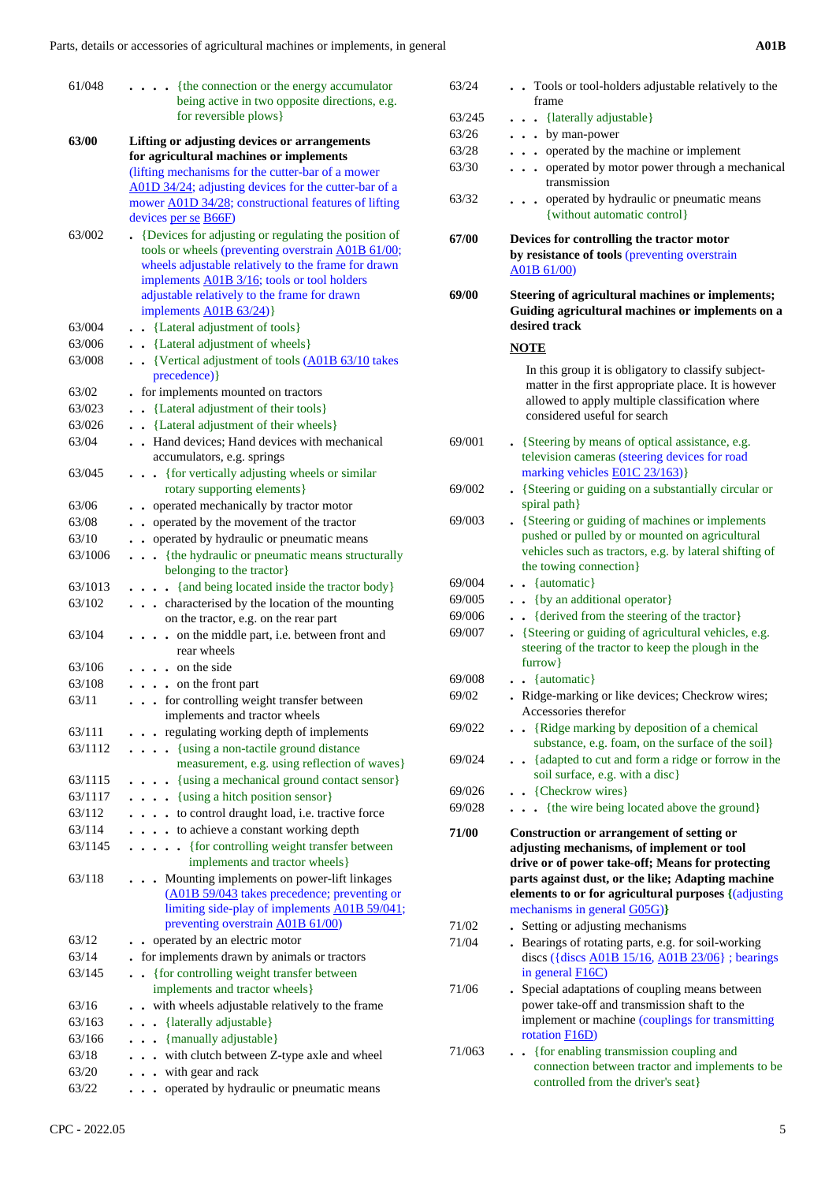61/048 . . . . {the connection or the energy accumulator being active in two opposite directions, e.g. for reversible plows}

**63/00** **Lifting or adjusting devices or arrangements for agricultural machines or implements** (lifting mechanisms for the cutter-bar of a mower A01D 34/24; adjusting devices for the cutter-bar of a mower A01D 34/28; constructional features of lifting devices per se B66F)

63/002 . {Devices for adjusting or regulating the position of tools or wheels (preventing overstrain A01B 61/00; wheels adjustable relatively to the frame for drawn implements A01B 3/16; tools or tool holders adjustable relatively to the frame for drawn implements A01B 63/24)}

63/004 . . {Lateral adjustment of tools}

63/006 . . {Lateral adjustment of wheels}

63/008 . . {Vertical adjustment of tools (A01B 63/10 takes precedence)}

63/02 . for implements mounted on tractors

63/023 . . {Lateral adjustment of their tools}

63/026 . . {Lateral adjustment of their wheels}

63/04 . . Hand devices; Hand devices with mechanical accumulators, e.g. springs

63/045 . . . {for vertically adjusting wheels or similar rotary supporting elements}

63/06 . . operated mechanically by tractor motor

63/08 . . operated by the movement of the tractor

63/10 . . operated by hydraulic or pneumatic means

63/1006 . . . {the hydraulic or pneumatic means structurally belonging to the tractor}

63/1013 . . . . {and being located inside the tractor body}

63/102 . . . characterised by the location of the mounting on the tractor, e.g. on the rear part

63/104 . . . . on the middle part, i.e. between front and rear wheels

63/106 . . . . on the side

63/108 . . . . on the front part

63/11 . . . for controlling weight transfer between implements and tractor wheels

63/111 . . . regulating working depth of implements

63/1112 . . . . {using a non-tactile ground distance measurement, e.g. using reflection of waves}

63/1115 . . . . {using a mechanical ground contact sensor}

63/1117 . . . . {using a hitch position sensor}

63/112 . . . . to control draught load, i.e. tractive force

63/114 . . . . to achieve a constant working depth

63/1145 . . . . . {for controlling weight transfer between implements and tractor wheels}

63/118 . . . Mounting implements on power-lift linkages (A01B 59/043 takes precedence; preventing or limiting side-play of implements A01B 59/041; preventing overstrain A01B 61/00)

63/12 . . operated by an electric motor

63/14 . for implements drawn by animals or tractors

63/145 . . {for controlling weight transfer between implements and tractor wheels}

63/16 . . with wheels adjustable relatively to the frame

63/163 . . . {laterally adjustable}

63/166 . . . {manually adjustable}

63/18 . . . with clutch between Z-type axle and wheel

63/20 . . . with gear and rack

63/22 . . . operated by hydraulic or pneumatic means

63/24 . . Tools or tool-holders adjustable relatively to the frame

63/245 . . . {laterally adjustable}

63/26 . . . by man-power

63/28 . . . operated by the machine or implement

63/30 . . . operated by motor power through a mechanical transmission

63/32 . . . operated by hydraulic or pneumatic means {without automatic control}

**67/00** **Devices for controlling the tractor motor by resistance of tools** (preventing overstrain A01B 61/00)

**69/00** **Steering of agricultural machines or implements; Guiding agricultural machines or implements on a desired track**

**NOTE**

In this group it is obligatory to classify subject-matter in the first appropriate place. It is however allowed to apply multiple classification where considered useful for search

69/001 . {Steering by means of optical assistance, e.g. television cameras (steering devices for road marking vehicles E01C 23/163)}

69/002 . {Steering or guiding on a substantially circular or spiral path}

69/003 . {Steering or guiding of machines or implements pushed or pulled by or mounted on agricultural vehicles such as tractors, e.g. by lateral shifting of the towing connection}

69/004 . . {automatic}

69/005 . . {by an additional operator}

69/006 . . {derived from the steering of the tractor}

69/007 . {Steering or guiding of agricultural vehicles, e.g. steering of the tractor to keep the plough in the furrow}

69/008 . . {automatic}

69/02 . Ridge-marking or like devices; Checkrow wires; Accessories therefor

69/022 . . {Ridge marking by deposition of a chemical substance, e.g. foam, on the surface of the soil}

69/024 . . {adapted to cut and form a ridge or forrow in the soil surface, e.g. with a disc}

69/026 . . {Checkrow wires}

69/028 . . . {the wire being located above the ground}

**71/00** **Construction or arrangement of setting or adjusting mechanisms, of implement or tool drive or of power take-off; Means for protecting parts against dust, or the like; Adapting machine elements to or for agricultural purposes {**(adjusting mechanisms in general G05G)**}**

71/02 . Setting or adjusting mechanisms

71/04 . Bearings of rotating parts, e.g. for soil-working discs ({discs A01B 15/16, A01B 23/06} ; bearings in general F16C)

71/06 . Special adaptations of coupling means between power take-off and transmission shaft to the implement or machine (couplings for transmitting rotation F16D)

71/063 . . {for enabling transmission coupling and connection between tractor and implements to be controlled from the driver's seat}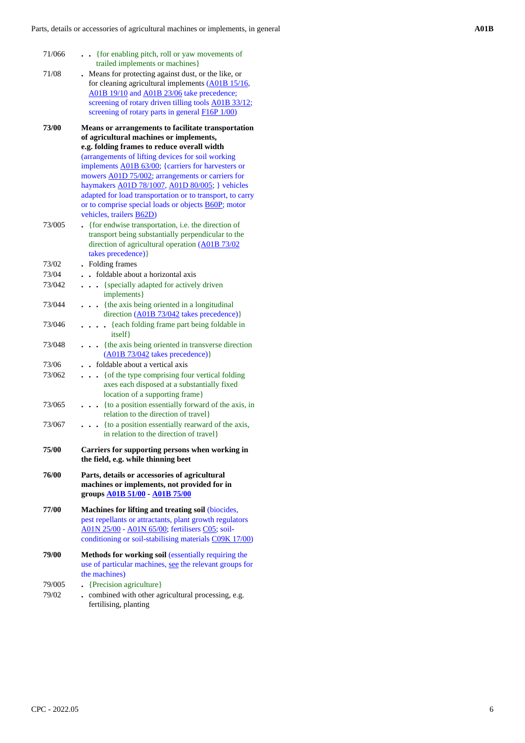| | |
|---|---|
| 71/066 | . . {for enabling pitch, roll or yaw movements of trailed implements or machines} |
| 71/08 | . Means for protecting against dust, or the like, or for cleaning agricultural implements (A01B 15/16, A01B 19/10 and A01B 23/06 take precedence; screening of rotary driven tilling tools A01B 33/12; screening of rotary parts in general F16P 1/00) |
| **73/00** | **Means or arrangements to facilitate transportation of agricultural machines or implements, e.g. folding frames to reduce overall width** (arrangements of lifting devices for soil working implements A01B 63/00; {carriers for harvesters or mowers A01D 75/002; arrangements or carriers for haymakers A01D 78/1007, A01D 80/005; } vehicles adapted for load transportation or to transport, to carry or to comprise special loads or objects B60P; motor vehicles, trailers B62D) |
| 73/005 | . {for endwise transportation, i.e. the direction of transport being substantially perpendicular to the direction of agricultural operation (A01B 73/02 takes precedence)} |
| 73/02 | . Folding frames |
| 73/04 | . . foldable about a horizontal axis |
| 73/042 | . . . {specially adapted for actively driven implements} |
| 73/044 | . . . {the axis being oriented in a longitudinal direction (A01B 73/042 takes precedence)} |
| 73/046 | . . . . {each folding frame part being foldable in itself} |
| 73/048 | . . . {the axis being oriented in transverse direction (A01B 73/042 takes precedence)} |
| 73/06 | . . foldable about a vertical axis |
| 73/062 | . . . {of the type comprising four vertical folding axes each disposed at a substantially fixed location of a supporting frame} |
| 73/065 | . . . {to a position essentially forward of the axis, in relation to the direction of travel} |
| 73/067 | . . . {to a position essentially rearward of the axis, in relation to the direction of travel} |
| **75/00** | **Carriers for supporting persons when working in the field, e.g. while thinning beet** |
| **76/00** | **Parts, details or accessories of agricultural machines or implements, not provided for in groups A01B 51/00 - A01B 75/00** |
| **77/00** | **Machines for lifting and treating soil** (biocides, pest repellants or attractants, plant growth regulators A01N 25/00 - A01N 65/00; fertilisers C05; soil-conditioning or soil-stabilising materials C09K 17/00) |
| **79/00** | **Methods for working soil** (essentially requiring the use of particular machines, see the relevant groups for the machines) |
| 79/005 | . {Precision agriculture} |
| 79/02 | . combined with other agricultural processing, e.g. fertilising, planting |